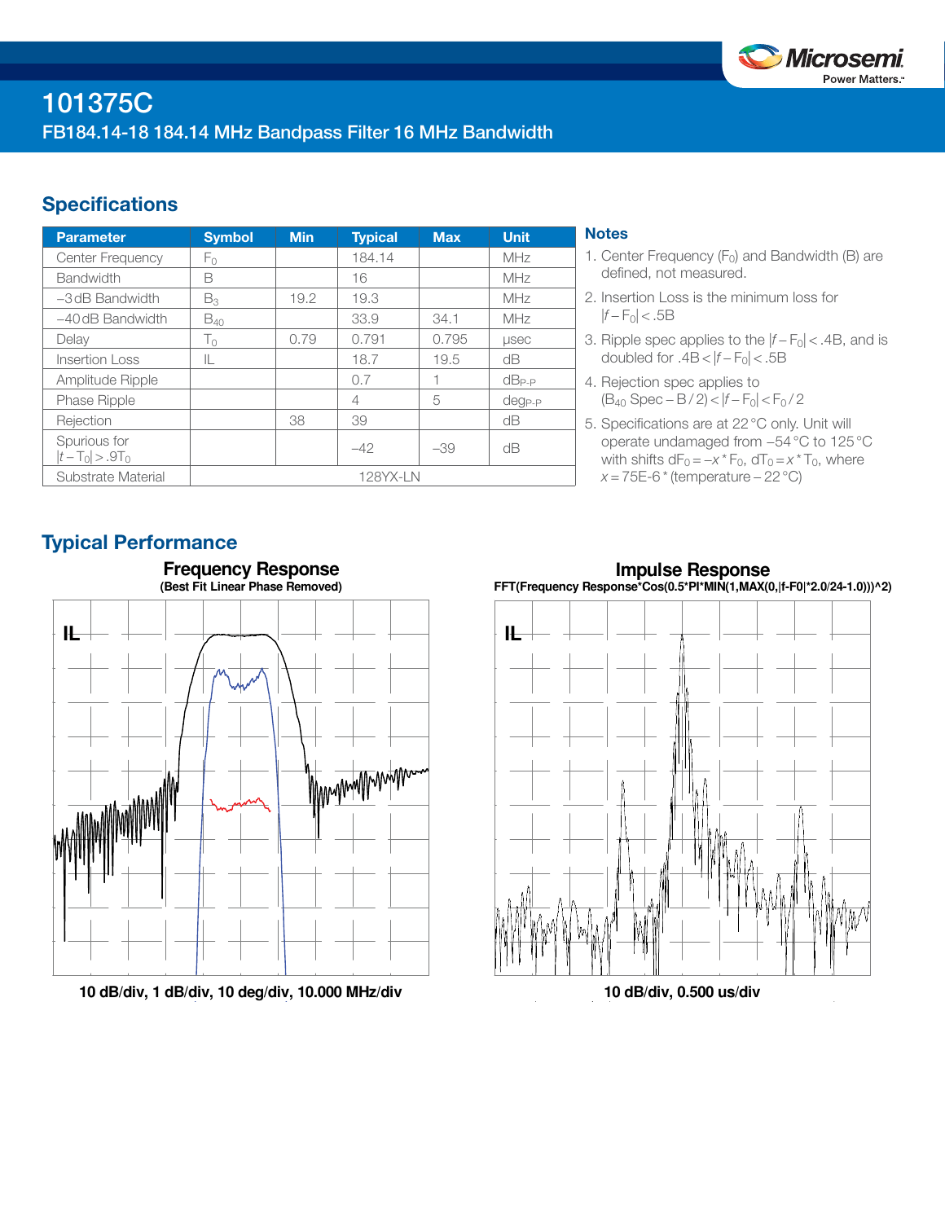# 101375C

## FB184.14-18 184.14 MHz Bandpass Filter 16 MHz Bandwidth

## Specifications

| Parameter | Symbol | Min | Typical | Max | Unit |
|---|---|---|---|---|---|
| Center Frequency | $F_0$ | | 184.14 | | MHz |
| Bandwidth | B | | 16 | | MHz |
| −3 dB Bandwidth | $B_3$ | 19.2 | 19.3 | | MHz |
| −40 dB Bandwidth | $B_{40}$ | | 33.9 | 34.1 | MHz |
| Delay | $T_0$ | 0.79 | 0.791 | 0.795 | µsec |
| Insertion Loss | IL | | 18.7 | 19.5 | dB |
| Amplitude Ripple | | | 0.7 | 1 | $dB_{P-P}$ |
| Phase Ripple | | | 4 | 5 | $deg_{P-P}$ |
| Rejection | | 38 | 39 | | dB |
| Spurious for $\lvert t-T_0 \rvert > .9T_0$ | | | −42 | −39 | dB |
| Substrate Material | | | 128YX-LN | | |

### Notes

1. Center Frequency ($F_0$) and Bandwidth (B) are defined, not measured.
2. Insertion Loss is the minimum loss for $\lvert f-F_0 \rvert < .5B$
3. Ripple spec applies to the $\lvert f-F_0 \rvert < .4B$, and is doubled for $.4B < \lvert f-F_0 \rvert < .5B$
4. Rejection spec applies to $(B_{40}\ \text{Spec} - B/2) < \lvert f-F_0 \rvert < F_0/2$
5. Specifications are at 22 °C only. Unit will operate undamaged from −54 °C to 125 °C with shifts $dF_0 = -x * F_0$, $dT_0 = x * T_0$, where $x = 75E\text{-}6 * (\text{temperature} - 22\ °C)$

## Typical Performance

**Frequency Response**
(Best Fit Linear Phase Removed)

10 dB/div, 1 dB/div, 10 deg/div, 10.000 MHz/div

**Impulse Response**
FFT(Frequency Response*Cos(0.5*PI*MIN(1,MAX(0,|f-F0|*2.0/24-1.0)))^2)

10 dB/div, 0.500 us/div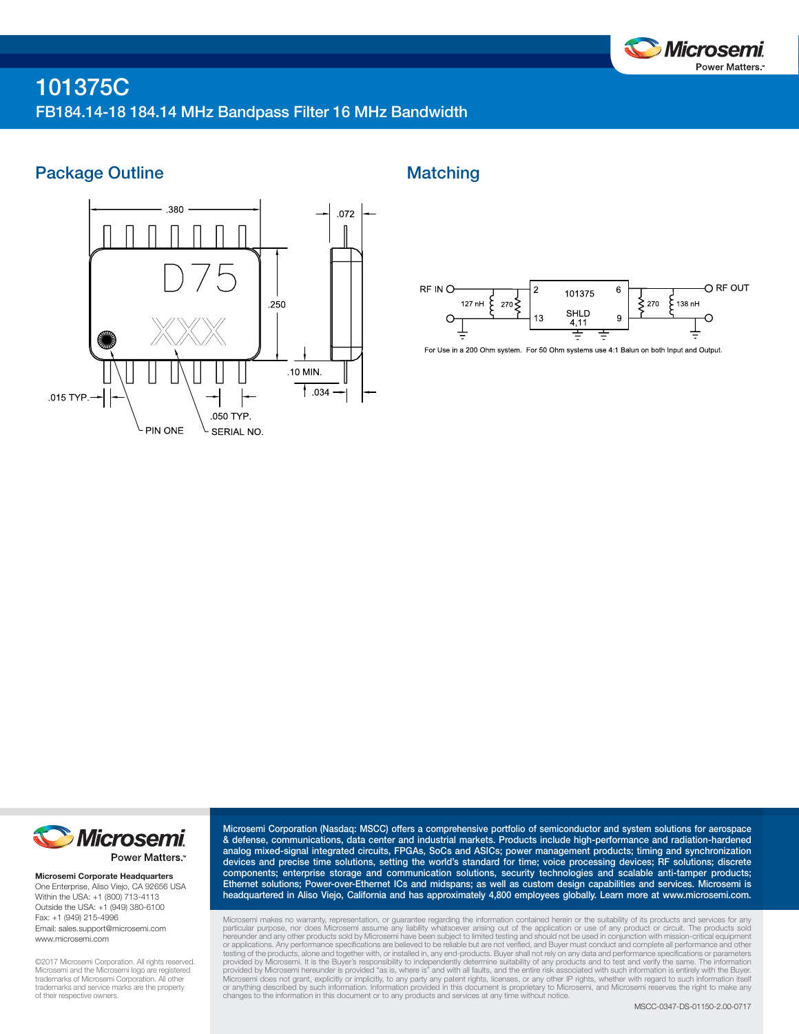# 101375C

## FB184.14-18 184.14 MHz Bandpass Filter 16 MHz Bandwidth

## Package Outline

.380

.072

D75

XXX

.250

.10 MIN.

.034

.015 TYP.

.050 TYP.

PIN ONE

SERIAL NO.

## Matching

RF IN

127 nH

270

2

101375

6

13

SHLD
4,11

9

270

138 nH

RF OUT

For Use in a 200 Ohm system. For 50 Ohm systems use 4:1 Balun on both Input and Output.

**Microsemi Corporate Headquarters**
One Enterprise, Aliso Viejo, CA 92656 USA
Within the USA: +1 (800) 713-4113
Outside the USA: +1 (949) 380-6100
Fax: +1 (949) 215-4996
Email: sales.support@microsemi.com
www.microsemi.com

©2017 Microsemi Corporation. All rights reserved. Microsemi and the Microsemi logo are registered trademarks of Microsemi Corporation. All other trademarks and service marks are the property of their respective owners.

Microsemi Corporation (Nasdaq: MSCC) offers a comprehensive portfolio of semiconductor and system solutions for aerospace & defense, communications, data center and industrial markets. Products include high-performance and radiation-hardened analog mixed-signal integrated circuits, FPGAs, SoCs and ASICs; power management products; timing and synchronization devices and precise time solutions, setting the world's standard for time; voice processing devices; RF solutions; discrete components; enterprise storage and communication solutions, security technologies and scalable anti-tamper products; Ethernet solutions; Power-over-Ethernet ICs and midspans; as well as custom design capabilities and services. Microsemi is headquartered in Aliso Viejo, California and has approximately 4,800 employees globally. Learn more at www.microsemi.com.

Microsemi makes no warranty, representation, or guarantee regarding the information contained herein or the suitability of its products and services for any particular purpose, nor does Microsemi assume any liability whatsoever arising out of the application or use of any product or circuit. The products sold hereunder and any other products sold by Microsemi have been subject to limited testing and should not be used in conjunction with mission-critical equipment or applications. Any performance specifications are believed to be reliable but are not verified, and Buyer must conduct and complete all performance and other testing of the products, alone and together with, or installed in, any end-products. Buyer shall not rely on any data and performance specifications or parameters provided by Microsemi. It is the Buyer's responsibility to independently determine suitability of any products and to test and verify the same. The information provided by Microsemi hereunder is provided "as is, where is" and with all faults, and the entire risk associated with such information is entirely with the Buyer. Microsemi does not grant, explicitly or implicitly, to any party any patent rights, licenses, or any other IP rights, whether with regard to such information itself or anything described by such information. Information provided in this document is proprietary to Microsemi, and Microsemi reserves the right to make any changes to the information in this document or to any products and services at any time without notice.

MSCC-0347-DS-01150-2.00-0717